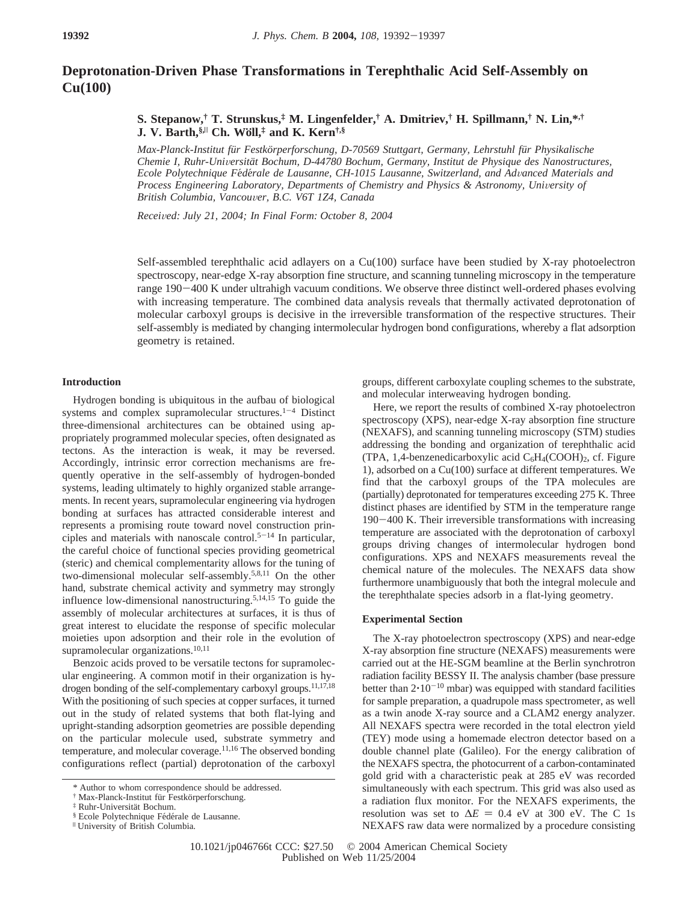# Deprotonation-Driven Phase Transformations in Terephthalic Acid Self-Assembly on Cu(100)

**S. Stepanow,[†] T. Strunskus,[‡] M. Lingenfelder,[†] A. Dmitriev,[†] H. Spillmann,[†] N. Lin,[*,†] J. V. Barth,[§,||] Ch. Wöll,[‡] and K. Kern[†,§]**

*Max-Planck-Institut für Festkörperforschung, D-70569 Stuttgart, Germany, Lehrstuhl für Physikalische Chemie I, Ruhr-Universität Bochum, D-44780 Bochum, Germany, Institut de Physique des Nanostructures, Ecole Polytechnique Fédérale de Lausanne, CH-1015 Lausanne, Switzerland, and Advanced Materials and Process Engineering Laboratory, Departments of Chemistry and Physics & Astronomy, University of British Columbia, Vancouver, B.C. V6T 1Z4, Canada*

*Received: July 21, 2004; In Final Form: October 8, 2004*

Self-assembled terephthalic acid adlayers on a Cu(100) surface have been studied by X-ray photoelectron spectroscopy, near-edge X-ray absorption fine structure, and scanning tunneling microscopy in the temperature range 190−400 K under ultrahigh vacuum conditions. We observe three distinct well-ordered phases evolving with increasing temperature. The combined data analysis reveals that thermally activated deprotonation of molecular carboxyl groups is decisive in the irreversible transformation of the respective structures. Their self-assembly is mediated by changing intermolecular hydrogen bond configurations, whereby a flat adsorption geometry is retained.

## Introduction

Hydrogen bonding is ubiquitous in the aufbau of biological systems and complex supramolecular structures.[1−4] Distinct three-dimensional architectures can be obtained using appropriately programmed molecular species, often designated as tectons. As the interaction is weak, it may be reversed. Accordingly, intrinsic error correction mechanisms are frequently operative in the self-assembly of hydrogen-bonded systems, leading ultimately to highly organized stable arrangements. In recent years, supramolecular engineering via hydrogen bonding at surfaces has attracted considerable interest and represents a promising route toward novel construction principles and materials with nanoscale control.[5−14] In particular, the careful choice of functional species providing geometrical (steric) and chemical complementarity allows for the tuning of two-dimensional molecular self-assembly.[5,8,11] On the other hand, substrate chemical activity and symmetry may strongly influence low-dimensional nanostructuring.[5,14,15] To guide the assembly of molecular architectures at surfaces, it is thus of great interest to elucidate the response of specific molecular moieties upon adsorption and their role in the evolution of supramolecular organizations.[10,11]

Benzoic acids proved to be versatile tectons for supramolecular engineering. A common motif in their organization is hydrogen bonding of the self-complementary carboxyl groups.[11,17,18] With the positioning of such species at copper surfaces, it turned out in the study of related systems that both flat-lying and upright-standing adsorption geometries are possible depending on the particular molecule used, substrate symmetry and temperature, and molecular coverage.[11,16] The observed bonding configurations reflect (partial) deprotonation of the carboxyl groups, different carboxylate coupling schemes to the substrate, and molecular interweaving hydrogen bonding.

Here, we report the results of combined X-ray photoelectron spectroscopy (XPS), near-edge X-ray absorption fine structure (NEXAFS), and scanning tunneling microscopy (STM) studies addressing the bonding and organization of terephthalic acid (TPA, 1,4-benzenedicarboxylic acid $C_6H_4(COOH)_2$, cf. Figure 1), adsorbed on a Cu(100) surface at different temperatures. We find that the carboxyl groups of the TPA molecules are (partially) deprotonated for temperatures exceeding 275 K. Three distinct phases are identified by STM in the temperature range 190−400 K. Their irreversible transformations with increasing temperature are associated with the deprotonation of carboxyl groups driving changes of intermolecular hydrogen bond configurations. XPS and NEXAFS measurements reveal the chemical nature of the molecules. The NEXAFS data show furthermore unambiguously that both the integral molecule and the terephthalate species adsorb in a flat-lying geometry.

## Experimental Section

The X-ray photoelectron spectroscopy (XPS) and near-edge X-ray absorption fine structure (NEXAFS) measurements were carried out at the HE-SGM beamline at the Berlin synchrotron radiation facility BESSY II. The analysis chamber (base pressure better than $2 \cdot 10^{-10}$ mbar) was equipped with standard facilities for sample preparation, a quadrupole mass spectrometer, as well as a twin anode X-ray source and a CLAM2 energy analyzer. All NEXAFS spectra were recorded in the total electron yield (TEY) mode using a homemade electron detector based on a double channel plate (Galileo). For the energy calibration of the NEXAFS spectra, the photocurrent of a carbon-contaminated gold grid with a characteristic peak at 285 eV was recorded simultaneously with each spectrum. This grid was also used as a radiation flux monitor. For the NEXAFS experiments, the resolution was set to $\Delta E = 0.4$ eV at 300 eV. The C 1s NEXAFS raw data were normalized by a procedure consisting

* Author to whom correspondence should be addressed.
† Max-Planck-Institut für Festkörperforschung.
‡ Ruhr-Universität Bochum.
§ Ecole Polytechnique Fédérale de Lausanne.
|| University of British Columbia.

10.1021/jp046766t CCC: $27.50 © 2004 American Chemical Society
Published on Web 11/25/2004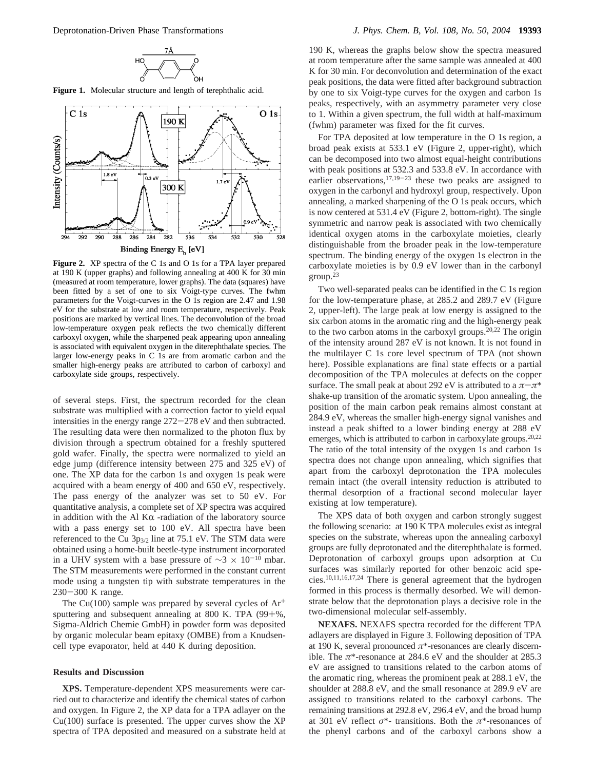**Figure 1.** Molecular structure and length of terephthalic acid.

**Figure 2.** XP spectra of the C 1s and O 1s for a TPA layer prepared at 190 K (upper graphs) and following annealing at 400 K for 30 min (measured at room temperature, lower graphs). The data (squares) have been fitted by a set of one to six Voigt-type curves. The fwhm parameters for the Voigt-curves in the O 1s region are 2.47 and 1.98 eV for the substrate at low and room temperature, respectively. Peak positions are marked by vertical lines. The deconvolution of the broad low-temperature oxygen peak reflects the two chemically different carboxyl oxygen, while the sharpened peak appearing upon annealing is associated with equivalent oxygen in the diterephthalate species. The larger low-energy peaks in C 1s are from aromatic carbon and the smaller high-energy peaks are attributed to carbon of carboxyl and carboxylate side groups, respectively.

of several steps. First, the spectrum recorded for the clean substrate was multiplied with a correction factor to yield equal intensities in the energy range 272−278 eV and then subtracted. The resulting data were then normalized to the photon flux by division through a spectrum obtained for a freshly sputtered gold wafer. Finally, the spectra were normalized to yield an edge jump (difference intensity between 275 and 325 eV) of one. The XP data for the carbon 1s and oxygen 1s peak were acquired with a beam energy of 400 and 650 eV, respectively. The pass energy of the analyzer was set to 50 eV. For quantitative analysis, a complete set of XP spectra was acquired in addition with the Al Kα -radiation of the laboratory source with a pass energy set to 100 eV. All spectra have been referenced to the Cu $3p_{3/2}$ line at 75.1 eV. The STM data were obtained using a home-built beetle-type instrument incorporated in a UHV system with a base pressure of $\sim 3 \times 10^{-10}$ mbar. The STM measurements were performed in the constant current mode using a tungsten tip with substrate temperatures in the 230−300 K range.

The Cu(100) sample was prepared by several cycles of $Ar^+$ sputtering and subsequent annealing at 800 K. TPA (99+%, Sigma-Aldrich Chemie GmbH) in powder form was deposited by organic molecular beam epitaxy (OMBE) from a Knudsen-cell type evaporator, held at 440 K during deposition.

## Results and Discussion

**XPS.** Temperature-dependent XPS measurements were carried out to characterize and identify the chemical states of carbon and oxygen. In Figure 2, the XP data for a TPA adlayer on the Cu(100) surface is presented. The upper curves show the XP spectra of TPA deposited and measured on a substrate held at 190 K, whereas the graphs below show the spectra measured at room temperature after the same sample was annealed at 400 K for 30 min. For deconvolution and determination of the exact peak positions, the data were fitted after background subtraction by one to six Voigt-type curves for the oxygen and carbon 1s peaks, respectively, with an asymmetry parameter very close to 1. Within a given spectrum, the full width at half-maximum (fwhm) parameter was fixed for the fit curves.

For TPA deposited at low temperature in the O 1s region, a broad peak exists at 533.1 eV (Figure 2, upper-right), which can be decomposed into two almost equal-height contributions with peak positions at 532.3 and 533.8 eV. In accordance with earlier observations,[17,19−23] these two peaks are assigned to oxygen in the carbonyl and hydroxyl group, respectively. Upon annealing, a marked sharpening of the O 1s peak occurs, which is now centered at 531.4 eV (Figure 2, bottom-right). The single symmetric and narrow peak is associated with two chemically identical oxygen atoms in the carboxylate moieties, clearly distinguishable from the broader peak in the low-temperature spectrum. The binding energy of the oxygen 1s electron in the carboxylate moieties is by 0.9 eV lower than in the carbonyl group.[23]

Two well-separated peaks can be identified in the C 1s region for the low-temperature phase, at 285.2 and 289.7 eV (Figure 2, upper-left). The large peak at low energy is assigned to the six carbon atoms in the aromatic ring and the high-energy peak to the two carbon atoms in the carboxyl groups.[20,22] The origin of the intensity around 287 eV is not known. It is not found in the multilayer C 1s core level spectrum of TPA (not shown here). Possible explanations are final state effects or a partial decomposition of the TPA molecules at defects on the copper surface. The small peak at about 292 eV is attributed to a $\pi-\pi^*$ shake-up transition of the aromatic system. Upon annealing, the position of the main carbon peak remains almost constant at 284.9 eV, whereas the smaller high-energy signal vanishes and instead a peak shifted to a lower binding energy at 288 eV emerges, which is attributed to carbon in carboxylate groups.[20,22] The ratio of the total intensity of the oxygen 1s and carbon 1s spectra does not change upon annealing, which signifies that apart from the carboxyl deprotonation the TPA molecules remain intact (the overall intensity reduction is attributed to thermal desorption of a fractional second molecular layer existing at low temperature).

The XPS data of both oxygen and carbon strongly suggest the following scenario: at 190 K TPA molecules exist as integral species on the substrate, whereas upon the annealing carboxyl groups are fully deprotonated and the diterephthalate is formed. Deprotonation of carboxyl groups upon adsorption at Cu surfaces was similarly reported for other benzoic acid species.[10,11,16,17,24] There is general agreement that the hydrogen formed in this process is thermally desorbed. We will demonstrate below that the deprotonation plays a decisive role in the two-dimensional molecular self-assembly.

**NEXAFS.** NEXAFS spectra recorded for the different TPA adlayers are displayed in Figure 3. Following deposition of TPA at 190 K, several pronounced $\pi^*$-resonances are clearly discernible. The $\pi^*$-resonance at 284.6 eV and the shoulder at 285.3 eV are assigned to transitions related to the carbon atoms of the aromatic ring, whereas the prominent peak at 288.1 eV, the shoulder at 288.8 eV, and the small resonance at 289.9 eV are assigned to transitions related to the carboxyl carbons. The remaining transitions at 292.8 eV, 296.4 eV, and the broad hump at 301 eV reflect $\sigma^*$- transitions. Both the $\pi^*$-resonances of the phenyl carbons and of the carboxyl carbons show a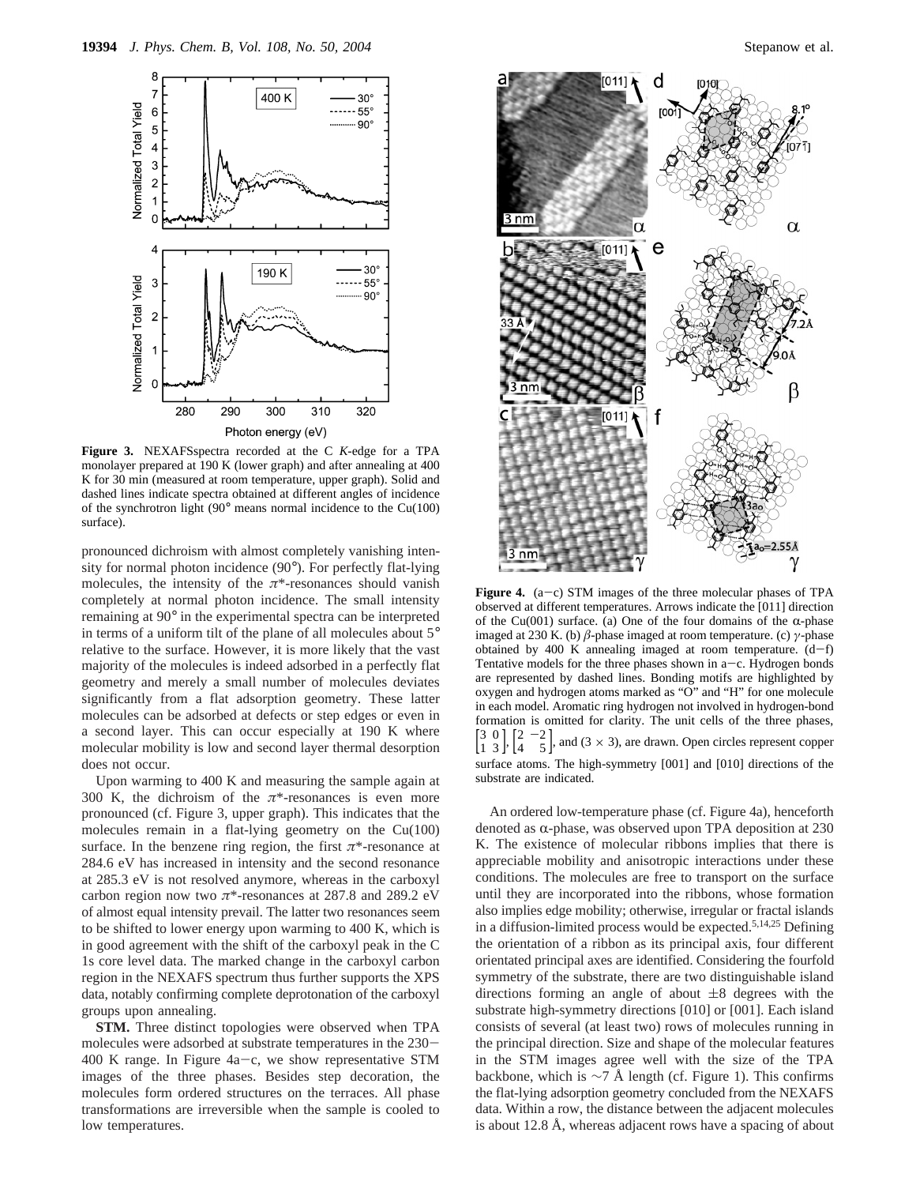**Figure 3.** NEXAFSspectra recorded at the C *K*-edge for a TPA monolayer prepared at 190 K (lower graph) and after annealing at 400 K for 30 min (measured at room temperature, upper graph). Solid and dashed lines indicate spectra obtained at different angles of incidence of the synchrotron light (90° means normal incidence to the Cu(100) surface).

pronounced dichroism with almost completely vanishing intensity for normal photon incidence (90°). For perfectly flat-lying molecules, the intensity of the $\pi^*$-resonances should vanish completely at normal photon incidence. The small intensity remaining at 90° in the experimental spectra can be interpreted in terms of a uniform tilt of the plane of all molecules about 5° relative to the surface. However, it is more likely that the vast majority of the molecules is indeed adsorbed in a perfectly flat geometry and merely a small number of molecules deviates significantly from a flat adsorption geometry. These latter molecules can be adsorbed at defects or step edges or even in a second layer. This can occur especially at 190 K where molecular mobility is low and second layer thermal desorption does not occur.

Upon warming to 400 K and measuring the sample again at 300 K, the dichroism of the $\pi^*$-resonances is even more pronounced (cf. Figure 3, upper graph). This indicates that the molecules remain in a flat-lying geometry on the Cu(100) surface. In the benzene ring region, the first $\pi^*$-resonance at 284.6 eV has increased in intensity and the second resonance at 285.3 eV is not resolved anymore, whereas in the carboxyl carbon region now two $\pi^*$-resonances at 287.8 and 289.2 eV of almost equal intensity prevail. The latter two resonances seem to be shifted to lower energy upon warming to 400 K, which is in good agreement with the shift of the carboxyl peak in the C 1s core level data. The marked change in the carboxyl carbon region in the NEXAFS spectrum thus further supports the XPS data, notably confirming complete deprotonation of the carboxyl groups upon annealing.

**STM.** Three distinct topologies were observed when TPA molecules were adsorbed at substrate temperatures in the 230–400 K range. In Figure 4a–c, we show representative STM images of the three phases. Besides step decoration, the molecules form ordered structures on the terraces. All phase transformations are irreversible when the sample is cooled to low temperatures.

**Figure 4.** (a–c) STM images of the three molecular phases of TPA observed at different temperatures. Arrows indicate the [011] direction of the Cu(001) surface. (a) One of the four domains of the α-phase imaged at 230 K. (b) β-phase imaged at room temperature. (c) γ-phase obtained by 400 K annealing imaged at room temperature. (d–f) Tentative models for the three phases shown in a–c. Hydrogen bonds are represented by dashed lines. Bonding motifs are highlighted by oxygen and hydrogen atoms marked as "O" and "H" for one molecule in each model. Aromatic ring hydrogen not involved in hydrogen-bond formation is omitted for clarity. The unit cells of the three phases, $\begin{bmatrix} 3 & 0 \\ 1 & 3 \end{bmatrix}$, $\begin{bmatrix} 2 & -2 \\ 4 & 5 \end{bmatrix}$, and (3 × 3), are drawn. Open circles represent copper surface atoms. The high-symmetry [001] and [010] directions of the substrate are indicated.

An ordered low-temperature phase (cf. Figure 4a), henceforth denoted as α-phase, was observed upon TPA deposition at 230 K. The existence of molecular ribbons implies that there is appreciable mobility and anisotropic interactions under these conditions. The molecules are free to transport on the surface until they are incorporated into the ribbons, whose formation also implies edge mobility; otherwise, irregular or fractal islands in a diffusion-limited process would be expected.[5,14,25] Defining the orientation of a ribbon as its principal axis, four different orientated principal axes are identified. Considering the fourfold symmetry of the substrate, there are two distinguishable island directions forming an angle of about ±8 degrees with the substrate high-symmetry directions [010] or [001]. Each island consists of several (at least two) rows of molecules running in the principal direction. Size and shape of the molecular features in the STM images agree well with the size of the TPA backbone, which is ~7 Å length (cf. Figure 1). This confirms the flat-lying adsorption geometry concluded from the NEXAFS data. Within a row, the distance between the adjacent molecules is about 12.8 Å, whereas adjacent rows have a spacing of about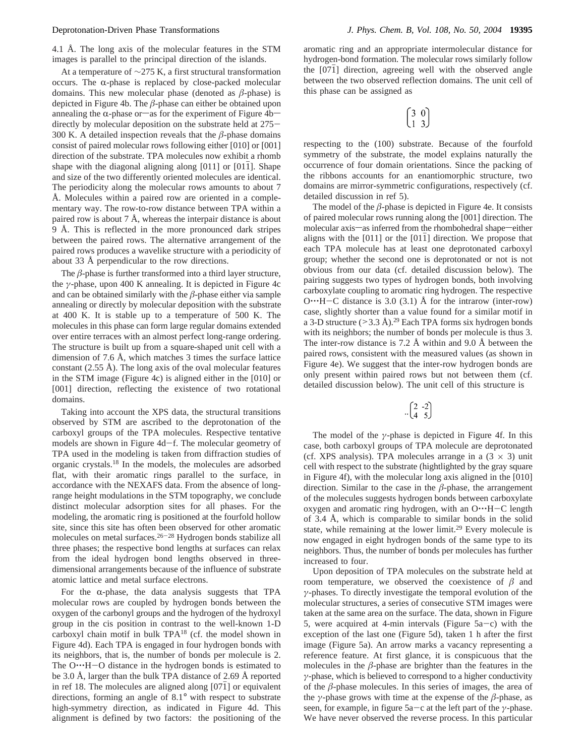4.1 Å. The long axis of the molecular features in the STM images is parallel to the principal direction of the islands.

At a temperature of ~275 K, a first structural transformation occurs. The α-phase is replaced by close-packed molecular domains. This new molecular phase (denoted as β-phase) is depicted in Figure 4b. The β-phase can either be obtained upon annealing the α-phase or—as for the experiment of Figure 4b—directly by molecular deposition on the substrate held at 275–300 K. A detailed inspection reveals that the β-phase domains consist of paired molecular rows following either [010] or [001] direction of the substrate. TPA molecules now exhibit a rhomb shape with the diagonal aligning along [011] or [01$\bar{1}$]. Shape and size of the two differently oriented molecules are identical. The periodicity along the molecular rows amounts to about 7 Å. Molecules within a paired row are oriented in a complementary way. The row-to-row distance between TPA within a paired row is about 7 Å, whereas the interpair distance is about 9 Å. This is reflected in the more pronounced dark stripes between the paired rows. The alternative arrangement of the paired rows produces a wavelike structure with a periodicity of about 33 Å perpendicular to the row directions.

The β-phase is further transformed into a third layer structure, the γ-phase, upon 400 K annealing. It is depicted in Figure 4c and can be obtained similarly with the β-phase either via sample annealing or directly by molecular deposition with the substrate at 400 K. It is stable up to a temperature of 500 K. The molecules in this phase can form large regular domains extended over entire terraces with an almost perfect long-range ordering. The structure is built up from a square-shaped unit cell with a dimension of 7.6 Å, which matches 3 times the surface lattice constant (2.55 Å). The long axis of the oval molecular features in the STM image (Figure 4c) is aligned either in the [010] or [001] direction, reflecting the existence of two rotational domains.

Taking into account the XPS data, the structural transitions observed by STM are ascribed to the deprotonation of the carboxyl groups of the TPA molecules. Respective tentative models are shown in Figure 4d–f. The molecular geometry of TPA used in the modeling is taken from diffraction studies of organic crystals.[18] In the models, the molecules are adsorbed flat, with their aromatic rings parallel to the surface, in accordance with the NEXAFS data. From the absence of long-range height modulations in the STM topography, we conclude distinct molecular adsorption sites for all phases. For the modeling, the aromatic ring is positioned at the fourfold hollow site, since this site has often been observed for other aromatic molecules on metal surfaces.[26–28] Hydrogen bonds stabilize all three phases; the respective bond lengths at surfaces can relax from the ideal hydrogen bond lengths observed in three-dimensional arrangements because of the influence of substrate atomic lattice and metal surface electrons.

For the α-phase, the data analysis suggests that TPA molecular rows are coupled by hydrogen bonds between the oxygen of the carbonyl groups and the hydrogen of the hydroxyl group in the cis position in contrast to the well-known 1-D carboxyl chain motif in bulk TPA[18] (cf. the model shown in Figure 4d). Each TPA is engaged in four hydrogen bonds with its neighbors, that is, the number of bonds per molecule is 2. The O···H–O distance in the hydrogen bonds is estimated to be 3.0 Å, larger than the bulk TPA distance of 2.69 Å reported in ref 18. The molecules are aligned along [07$\bar{1}$] or equivalent directions, forming an angle of 8.1° with respect to substrate high-symmetry direction, as indicated in Figure 4d. This alignment is defined by two factors: the positioning of the aromatic ring and an appropriate intermolecular distance for hydrogen-bond formation. The molecular rows similarly follow the [07$\bar{1}$] direction, agreeing well with the observed angle between the two observed reflection domains. The unit cell of this phase can be assigned as

$$\begin{pmatrix} 3 & 0 \\ 1 & 3 \end{pmatrix}$$

respecting to the (100) substrate. Because of the fourfold symmetry of the substrate, the model explains naturally the occurrence of four domain orientations. Since the packing of the ribbons accounts for an enantiomorphic structure, two domains are mirror-symmetric configurations, respectively (cf. detailed discussion in ref 5).

The model of the β-phase is depicted in Figure 4e. It consists of paired molecular rows running along the [001] direction. The molecular axis—as inferred from the rhombohedral shape—either aligns with the [011] or the [01$\bar{1}$] direction. We propose that each TPA molecule has at least one deprotonated carboxyl group; whether the second one is deprotonated or not is not obvious from our data (cf. detailed discussion below). The pairing suggests two types of hydrogen bonds, both involving carboxylate coupling to aromatic ring hydrogen. The respective O···H–C distance is 3.0 (3.1) Å for the intrarow (inter-row) case, slightly shorter than a value found for a similar motif in a 3-D structure (>3.3 Å).[29] Each TPA forms six hydrogen bonds with its neighbors; the number of bonds per molecule is thus 3. The inter-row distance is 7.2 Å within and 9.0 Å between the paired rows, consistent with the measured values (as shown in Figure 4e). We suggest that the inter-row hydrogen bonds are only present within paired rows but not between them (cf. detailed discussion below). The unit cell of this structure is

$$\begin{pmatrix} 2 & -2 \\ 4 & 5 \end{pmatrix}$$

The model of the γ-phase is depicted in Figure 4f. In this case, both carboxyl groups of TPA molecule are deprotonated (cf. XPS analysis). TPA molecules arrange in a (3 × 3) unit cell with respect to the substrate (hightlighted by the gray square in Figure 4f), with the molecular long axis aligned in the [010] direction. Similar to the case in the β-phase, the arrangement of the molecules suggests hydrogen bonds between carboxylate oxygen and aromatic ring hydrogen, with an O···H–C length of 3.4 Å, which is comparable to similar bonds in the solid state, while remaining at the lower limit.[29] Every molecule is now engaged in eight hydrogen bonds of the same type to its neighbors. Thus, the number of bonds per molecules has further increased to four.

Upon deposition of TPA molecules on the substrate held at room temperature, we observed the coexistence of β and γ-phases. To directly investigate the temporal evolution of the molecular structures, a series of consecutive STM images were taken at the same area on the surface. The data, shown in Figure 5, were acquired at 4-min intervals (Figure 5a–c) with the exception of the last one (Figure 5d), taken 1 h after the first image (Figure 5a). An arrow marks a vacancy representing a reference feature. At first glance, it is conspicuous that the molecules in the β-phase are brighter than the features in the γ-phase, which is believed to correspond to a higher conductivity of the β-phase molecules. In this series of images, the area of the γ-phase grows with time at the expense of the β-phase, as seen, for example, in figure 5a–c at the left part of the γ-phase. We have never observed the reverse process. In this particular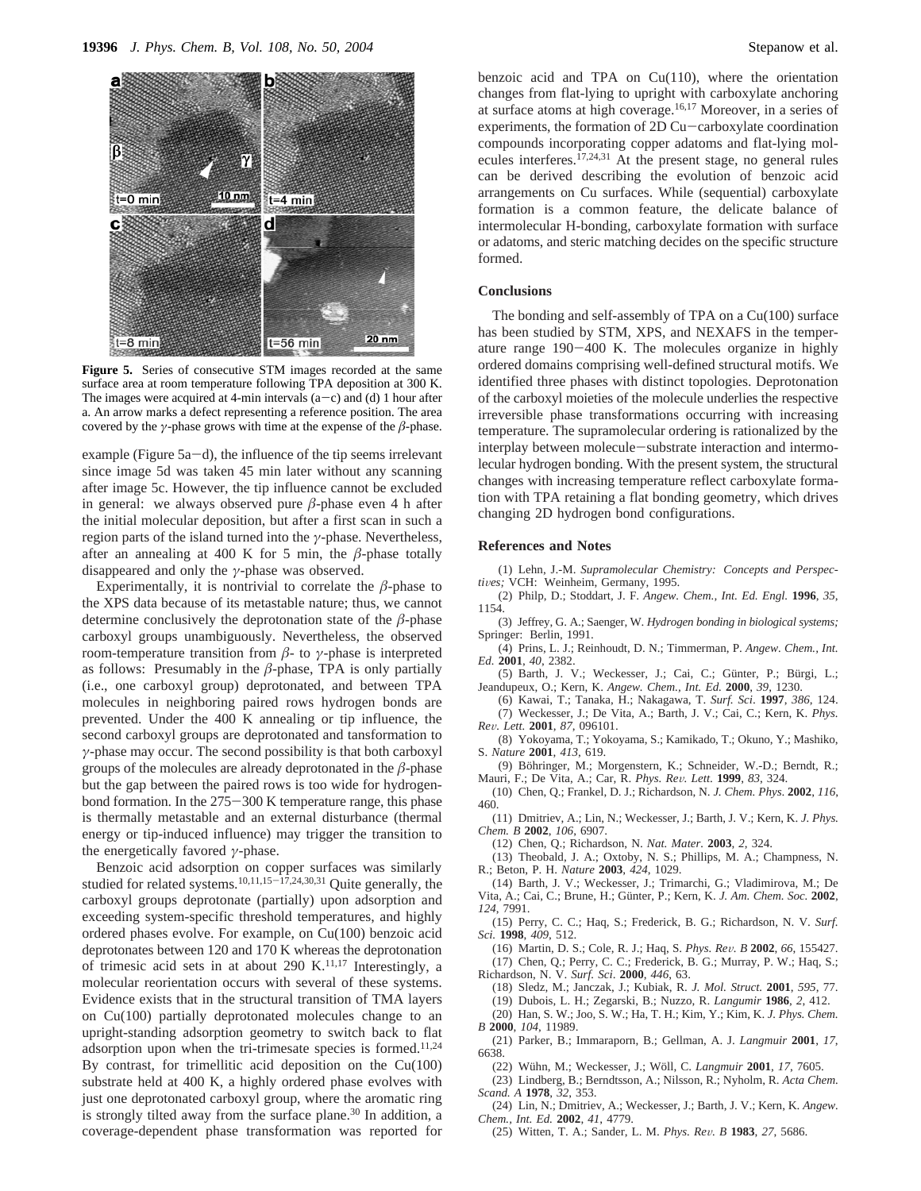**Figure 5.** Series of consecutive STM images recorded at the same surface area at room temperature following TPA deposition at 300 K. The images were acquired at 4-min intervals (a−c) and (d) 1 hour after a. An arrow marks a defect representing a reference position. The area covered by the $\gamma$-phase grows with time at the expense of the $\beta$-phase.

example (Figure 5a−d), the influence of the tip seems irrelevant since image 5d was taken 45 min later without any scanning after image 5c. However, the tip influence cannot be excluded in general: we always observed pure $\beta$-phase even 4 h after the initial molecular deposition, but after a first scan in such a region parts of the island turned into the $\gamma$-phase. Nevertheless, after an annealing at 400 K for 5 min, the $\beta$-phase totally disappeared and only the $\gamma$-phase was observed.

Experimentally, it is nontrivial to correlate the $\beta$-phase to the XPS data because of its metastable nature; thus, we cannot determine conclusively the deprotonation state of the $\beta$-phase carboxyl groups unambiguously. Nevertheless, the observed room-temperature transition from $\beta$- to $\gamma$-phase is interpreted as follows: Presumably in the $\beta$-phase, TPA is only partially (i.e., one carboxyl group) deprotonated, and between TPA molecules in neighboring paired rows hydrogen bonds are prevented. Under the 400 K annealing or tip influence, the second carboxyl groups are deprotonated and tansformation to $\gamma$-phase may occur. The second possibility is that both carboxyl groups of the molecules are already deprotonated in the $\beta$-phase but the gap between the paired rows is too wide for hydrogen-bond formation. In the 275−300 K temperature range, this phase is thermally metastable and an external disturbance (thermal energy or tip-induced influence) may trigger the transition to the energetically favored $\gamma$-phase.

Benzoic acid adsorption on copper surfaces was similarly studied for related systems.[10,11,15−17,24,30,31] Quite generally, the carboxyl groups deprotonate (partially) upon adsorption and exceeding system-specific threshold temperatures, and highly ordered phases evolve. For example, on Cu(100) benzoic acid deprotonates between 120 and 170 K whereas the deprotonation of trimesic acid sets in at about 290 K.[11,17] Interestingly, a molecular reorientation occurs with several of these systems. Evidence exists that in the structural transition of TMA layers on Cu(100) partially deprotonated molecules change to an upright-standing adsorption geometry to switch back to flat adsorption upon when the tri-trimesate species is formed.[11,24] By contrast, for trimellitic acid deposition on the Cu(100) substrate held at 400 K, a highly ordered phase evolves with just one deprotonated carboxyl group, where the aromatic ring is strongly tilted away from the surface plane.[30] In addition, a coverage-dependent phase transformation was reported for benzoic acid and TPA on Cu(110), where the orientation changes from flat-lying to upright with carboxylate anchoring at surface atoms at high coverage.[16,17] Moreover, in a series of experiments, the formation of 2D Cu−carboxylate coordination compounds incorporating copper adatoms and flat-lying molecules interferes.[17,24,31] At the present stage, no general rules can be derived describing the evolution of benzoic acid arrangements on Cu surfaces. While (sequential) carboxylate formation is a common feature, the delicate balance of intermolecular H-bonding, carboxylate formation with surface or adatoms, and steric matching decides on the specific structure formed.

## Conclusions

The bonding and self-assembly of TPA on a Cu(100) surface has been studied by STM, XPS, and NEXAFS in the temperature range 190−400 K. The molecules organize in highly ordered domains comprising well-defined structural motifs. We identified three phases with distinct topologies. Deprotonation of the carboxyl moieties of the molecule underlies the respective irreversible phase transformations occurring with increasing temperature. The supramolecular ordering is rationalized by the interplay between molecule−substrate interaction and intermolecular hydrogen bonding. With the present system, the structural changes with increasing temperature reflect carboxylate formation with TPA retaining a flat bonding geometry, which drives changing 2D hydrogen bond configurations.

## References and Notes

(1) Lehn, J.-M. *Supramolecular Chemistry: Concepts and Perspectives;* VCH: Weinheim, Germany, 1995.
(2) Philp, D.; Stoddart, J. F. *Angew. Chem., Int. Ed. Engl.* **1996**, *35*, 1154.
(3) Jeffrey, G. A.; Saenger, W. *Hydrogen bonding in biological systems;* Springer: Berlin, 1991.
(4) Prins, L. J.; Reinhoudt, D. N.; Timmerman, P. *Angew. Chem., Int. Ed.* **2001**, *40*, 2382.
(5) Barth, J. V.; Weckesser, J.; Cai, C.; Günter, P.; Bürgi, L.; Jeandupeux, O.; Kern, K. *Angew. Chem., Int. Ed.* **2000**, *39*, 1230.
(6) Kawai, T.; Tanaka, H.; Nakagawa, T. *Surf. Sci.* **1997**, *386*, 124.
(7) Weckesser, J.; De Vita, A.; Barth, J. V.; Cai, C.; Kern, K. *Phys. Rev. Lett.* **2001**, *87*, 096101.
(8) Yokoyama, T.; Yokoyama, S.; Kamikado, T.; Okuno, Y.; Mashiko, S. *Nature* **2001**, *413*, 619.
(9) Böhringer, M.; Morgenstern, K.; Schneider, W.-D.; Berndt, R.; Mauri, F.; De Vita, A.; Car, R. *Phys. Rev. Lett.* **1999**, *83*, 324.
(10) Chen, Q.; Frankel, D. J.; Richardson, N. *J. Chem. Phys.* **2002**, *116*, 460.
(11) Dmitriev, A.; Lin, N.; Weckesser, J.; Barth, J. V.; Kern, K. *J. Phys. Chem. B* **2002**, *106*, 6907.
(12) Chen, Q.; Richardson, N. *Nat. Mater.* **2003**, *2*, 324.
(13) Theobald, J. A.; Oxtoby, N. S.; Phillips, M. A.; Champness, N. R.; Beton, P. H. *Nature* **2003**, *424*, 1029.
(14) Barth, J. V.; Weckesser, J.; Trimarchi, G.; Vladimirova, M.; De Vita, A.; Cai, C.; Brune, H.; Günter, P.; Kern, K. *J. Am. Chem. Soc.* **2002**, *124*, 7991.
(15) Perry, C. C.; Haq, S.; Frederick, B. G.; Richardson, N. V. *Surf. Sci.* **1998**, *409*, 512.
(16) Martin, D. S.; Cole, R. J.; Haq, S. *Phys. Rev. B* **2002**, *66*, 155427.
(17) Chen, Q.; Perry, C. C.; Frederick, B. G.; Murray, P. W.; Haq, S.; Richardson, N. V. *Surf. Sci.* **2000**, *446*, 63.
(18) Sledz, M.; Janczak, J.; Kubiak, R. *J. Mol. Struct.* **2001**, *595*, 77.
(19) Dubois, L. H.; Zegarski, B.; Nuzzo, R. *Langumir* **1986**, *2*, 412.
(20) Han, S. W.; Joo, S. W.; Ha, T. H.; Kim, Y.; Kim, K. *J. Phys. Chem. B* **2000**, *104*, 11989.
(21) Parker, B.; Immaraporn, B.; Gellman, A. J. *Langmuir* **2001**, *17*, 6638.
(22) Wühn, M.; Weckesser, J.; Wöll, C. *Langmuir* **2001**, *17*, 7605.
(23) Lindberg, B.; Berndtsson, A.; Nilsson, R.; Nyholm, R. *Acta Chem. Scand. A* **1978**, *32*, 353.
(24) Lin, N.; Dmitriev, A.; Weckesser, J.; Barth, J. V.; Kern, K. *Angew. Chem., Int. Ed.* **2002**, *41*, 4779.
(25) Witten, T. A.; Sander, L. M. *Phys. Rev. B* **1983**, *27*, 5686.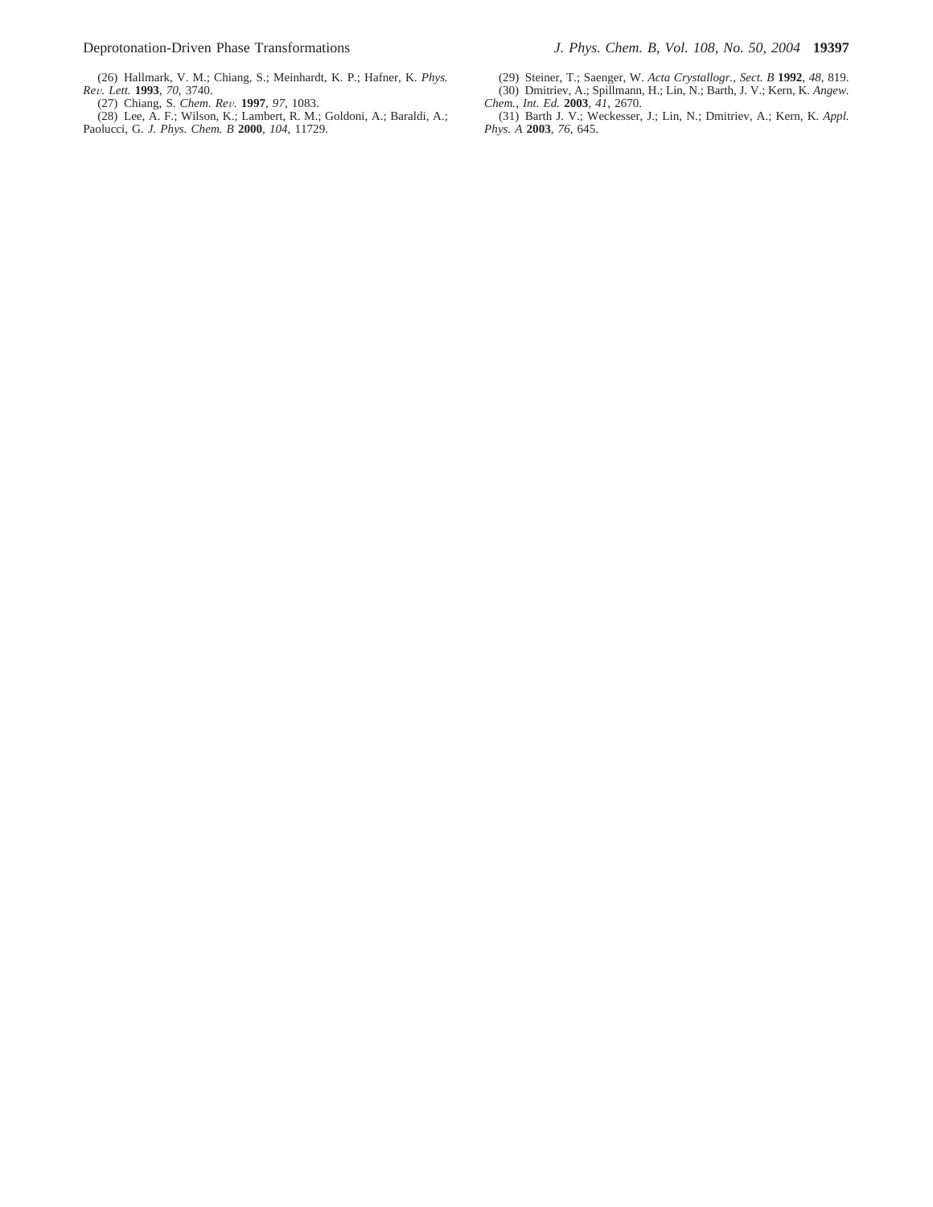(26) Hallmark, V. M.; Chiang, S.; Meinhardt, K. P.; Hafner, K. *Phys. Rev. Lett.* **1993**, *70*, 3740.

(27) Chiang, S. *Chem. Rev.* **1997**, *97*, 1083.

(28) Lee, A. F.; Wilson, K.; Lambert, R. M.; Goldoni, A.; Baraldi, A.; Paolucci, G. *J. Phys. Chem. B* **2000**, *104*, 11729.

(29) Steiner, T.; Saenger, W. *Acta Crystallogr., Sect. B* **1992**, *48*, 819.

(30) Dmitriev, A.; Spillmann, H.; Lin, N.; Barth, J. V.; Kern, K. *Angew. Chem., Int. Ed.* **2003**, *41*, 2670.

(31) Barth J. V.; Weckesser, J.; Lin, N.; Dmitriev, A.; Kern, K. *Appl. Phys. A* **2003**, *76*, 645.